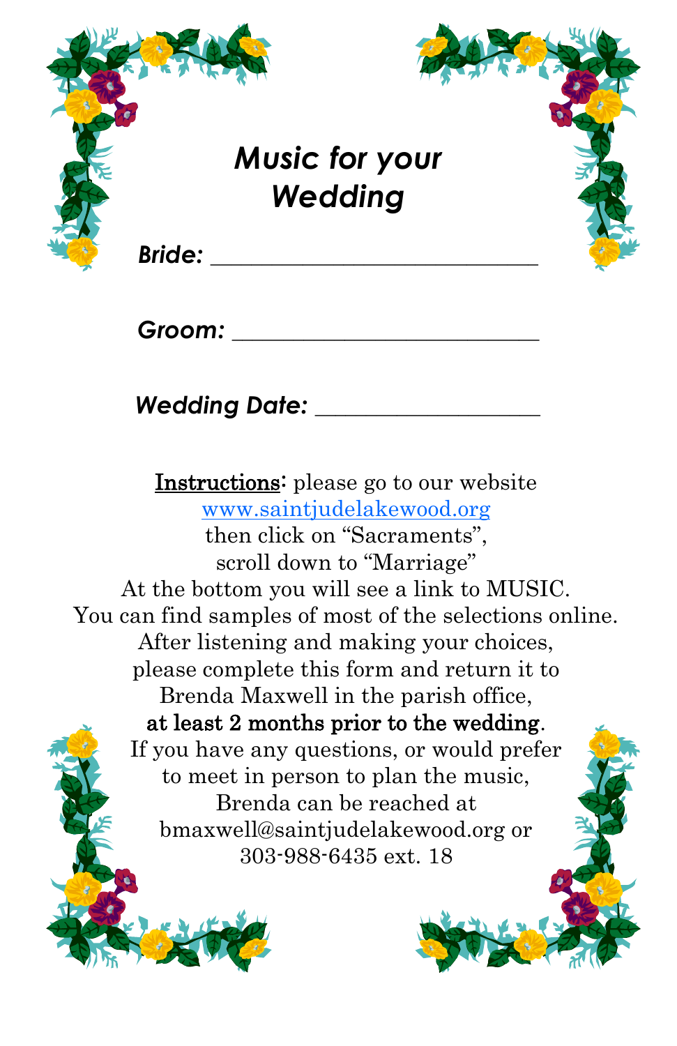# *Music for your Wedding*

***Bride:*** ______________________________

***Groom:*** ____________________________

***Wedding Date:*** _____________________

__Instructions__: please go to our website www.saintjudelakewood.org then click on "Sacraments", scroll down to "Marriage" At the bottom you will see a link to MUSIC. You can find samples of most of the selections online. After listening and making your choices, please complete this form and return it to Brenda Maxwell in the parish office, **at least 2 months prior to the wedding**. If you have any questions, or would prefer to meet in person to plan the music, Brenda can be reached at bmaxwell@saintjudelakewood.org or 303-988-6435 ext. 18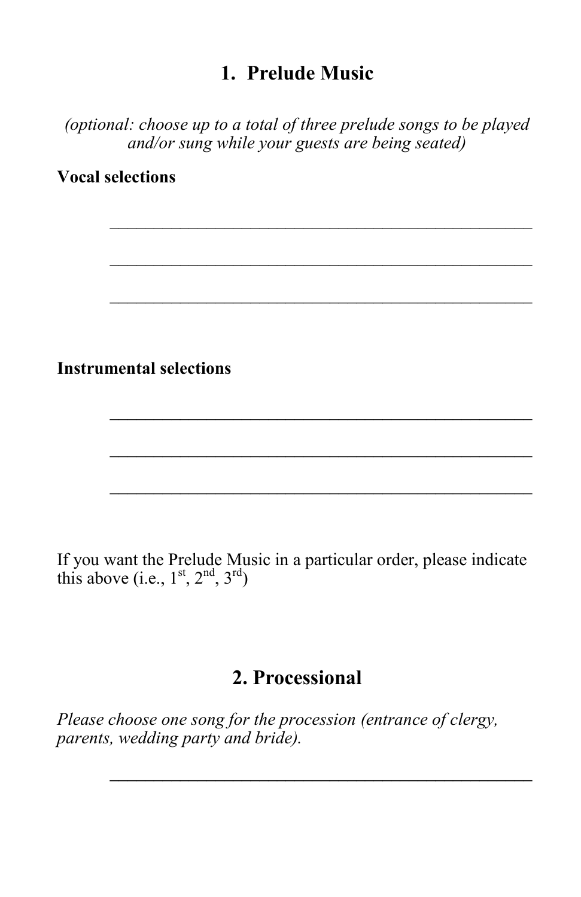## 1. Prelude Music

*(optional: choose up to a total of three prelude songs to be played and/or sung while your guests are being seated)*

**Vocal selections**

\_\_\_\_\_\_\_\_\_\_\_\_\_\_\_\_\_\_\_\_\_\_\_\_\_\_\_\_\_\_\_\_\_\_\_\_\_\_\_\_\_\_\_\_\_\_\_\_

\_\_\_\_\_\_\_\_\_\_\_\_\_\_\_\_\_\_\_\_\_\_\_\_\_\_\_\_\_\_\_\_\_\_\_\_\_\_\_\_\_\_\_\_\_\_\_\_

\_\_\_\_\_\_\_\_\_\_\_\_\_\_\_\_\_\_\_\_\_\_\_\_\_\_\_\_\_\_\_\_\_\_\_\_\_\_\_\_\_\_\_\_\_\_\_\_

**Instrumental selections**

\_\_\_\_\_\_\_\_\_\_\_\_\_\_\_\_\_\_\_\_\_\_\_\_\_\_\_\_\_\_\_\_\_\_\_\_\_\_\_\_\_\_\_\_\_\_\_\_

\_\_\_\_\_\_\_\_\_\_\_\_\_\_\_\_\_\_\_\_\_\_\_\_\_\_\_\_\_\_\_\_\_\_\_\_\_\_\_\_\_\_\_\_\_\_\_\_

\_\_\_\_\_\_\_\_\_\_\_\_\_\_\_\_\_\_\_\_\_\_\_\_\_\_\_\_\_\_\_\_\_\_\_\_\_\_\_\_\_\_\_\_\_\_\_\_

If you want the Prelude Music in a particular order, please indicate this above (i.e., 1st, 2nd, 3rd)

## 2. Processional

*Please choose one song for the procession (entrance of clergy, parents, wedding party and bride).*

\_\_\_\_\_\_\_\_\_\_\_\_\_\_\_\_\_\_\_\_\_\_\_\_\_\_\_\_\_\_\_\_\_\_\_\_\_\_\_\_\_\_\_\_\_\_\_\_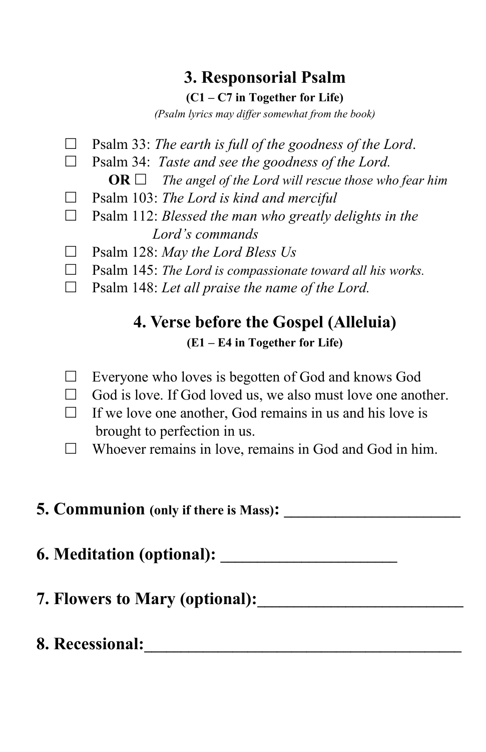## 3. Responsorial Psalm

**(C1 – C7 in Together for Life)**

*(Psalm lyrics may differ somewhat from the book)*

- ☐ Psalm 33: *The earth is full of the goodness of the Lord*.
- ☐ Psalm 34: *Taste and see the goodness of the Lord.*
  **OR** ☐ *The angel of the Lord will rescue those who fear him*
- ☐ Psalm 103: *The Lord is kind and merciful*
- ☐ Psalm 112: *Blessed the man who greatly delights in the Lord's commands*
- ☐ Psalm 128: *May the Lord Bless Us*
- ☐ Psalm 145: *The Lord is compassionate toward all his works.*
- ☐ Psalm 148: *Let all praise the name of the Lord.*

## 4. Verse before the Gospel (Alleluia)

**(E1 – E4 in Together for Life)**

- ☐ Everyone who loves is begotten of God and knows God
- ☐ God is love. If God loved us, we also must love one another.
- ☐ If we love one another, God remains in us and his love is brought to perfection in us.
- ☐ Whoever remains in love, remains in God and God in him.

**5. Communion** **(only if there is Mass)**: ______________________

**6. Meditation (optional):** _____________________

**7. Flowers to Mary (optional):**________________________

**8. Recessional:**______________________________________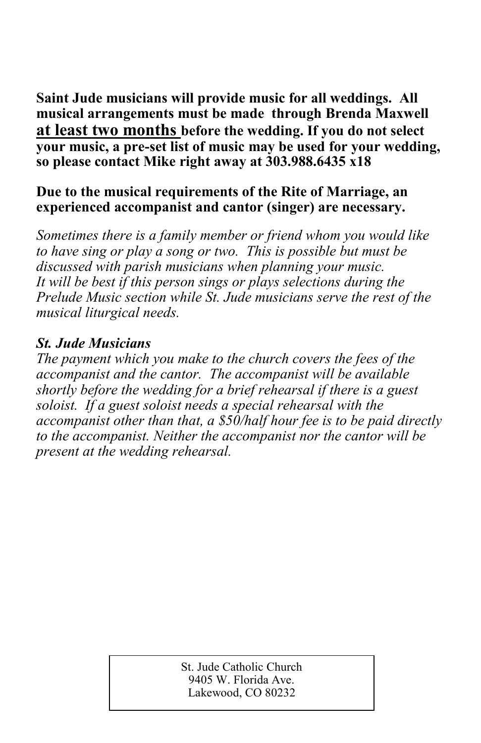**Saint Jude musicians will provide music for all weddings. All musical arrangements must be made through Brenda Maxwell <u>at least two months</u> before the wedding. If you do not select your music, a pre-set list of music may be used for your wedding, so please contact Mike right away at 303.988.6435 x18**

**Due to the musical requirements of the Rite of Marriage, an experienced accompanist and cantor (singer) are necessary.**

*Sometimes there is a family member or friend whom you would like to have sing or play a song or two. This is possible but must be discussed with parish musicians when planning your music. It will be best if this person sings or plays selections during the Prelude Music section while St. Jude musicians serve the rest of the musical liturgical needs.*

***St. Jude Musicians***

*The payment which you make to the church covers the fees of the accompanist and the cantor. The accompanist will be available shortly before the wedding for a brief rehearsal if there is a guest soloist. If a guest soloist needs a special rehearsal with the accompanist other than that, a $50/half hour fee is to be paid directly to the accompanist. Neither the accompanist nor the cantor will be present at the wedding rehearsal.*

St. Jude Catholic Church
9405 W. Florida Ave.
Lakewood, CO 80232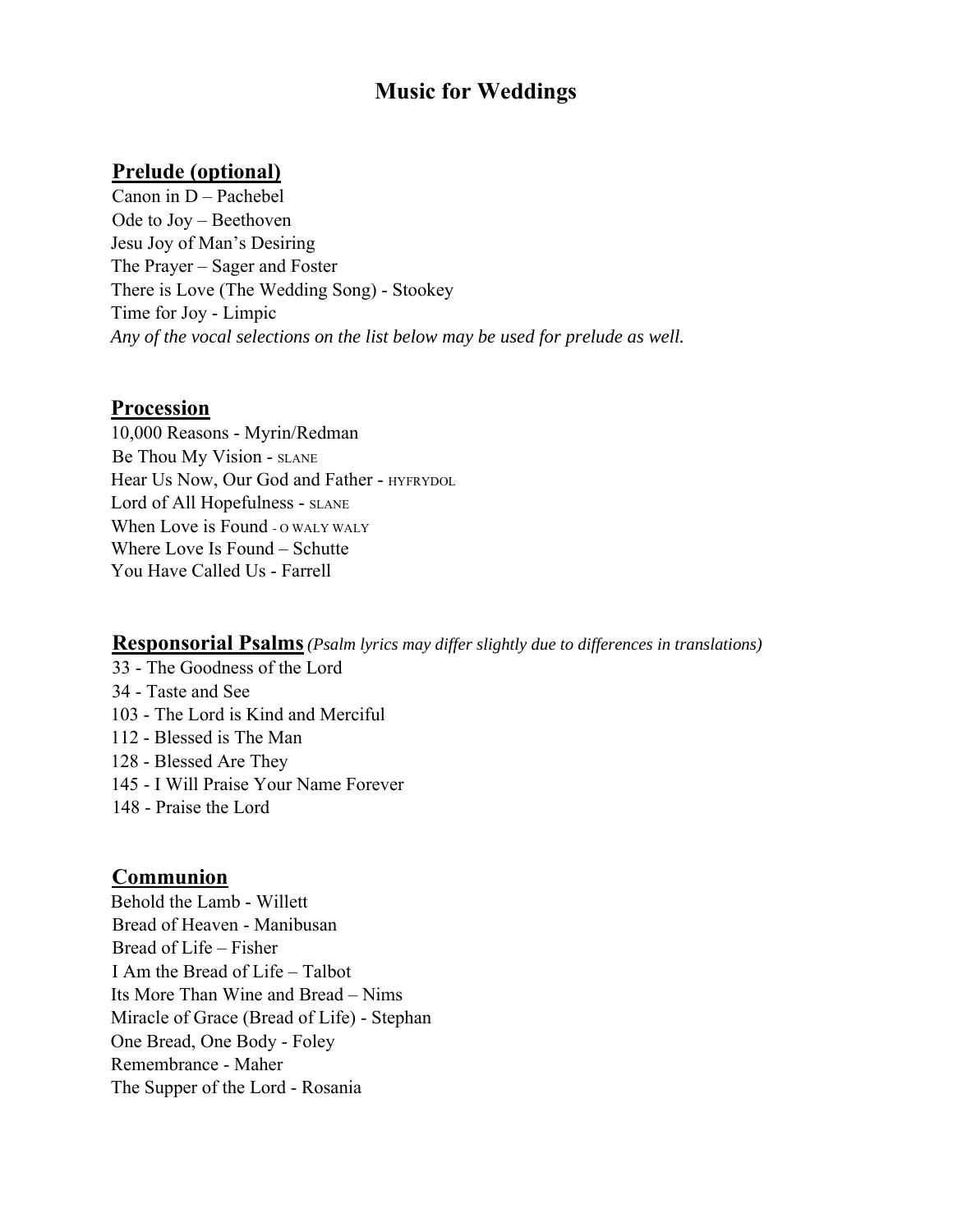# Music for Weddings

## Prelude (optional)

Canon in D – Pachebel
Ode to Joy – Beethoven
Jesu Joy of Man's Desiring
The Prayer – Sager and Foster
There is Love (The Wedding Song) - Stookey
Time for Joy - Limpic
*Any of the vocal selections on the list below may be used for prelude as well.*

## Procession

10,000 Reasons - Myrin/Redman
Be Thou My Vision - SLANE
Hear Us Now, Our God and Father - HYFRYDOL
Lord of All Hopefulness - SLANE
When Love is Found - O WALY WALY
Where Love Is Found – Schutte
You Have Called Us - Farrell

## Responsorial Psalms *(Psalm lyrics may differ slightly due to differences in translations)*

33 - The Goodness of the Lord
34 - Taste and See
103 - The Lord is Kind and Merciful
112 - Blessed is The Man
128 - Blessed Are They
145 - I Will Praise Your Name Forever
148 - Praise the Lord

## Communion

Behold the Lamb - Willett
Bread of Heaven - Manibusan
Bread of Life – Fisher
I Am the Bread of Life – Talbot
Its More Than Wine and Bread – Nims
Miracle of Grace (Bread of Life) - Stephan
One Bread, One Body - Foley
Remembrance - Maher
The Supper of the Lord - Rosania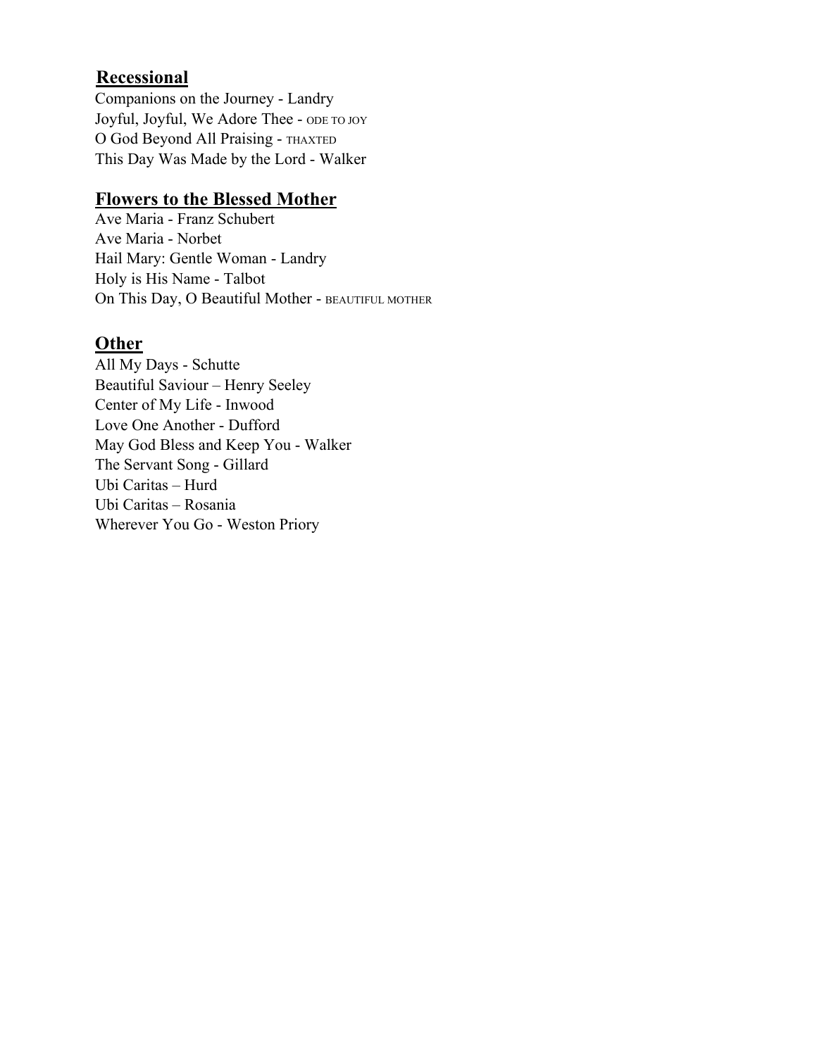## **Recessional**

Companions on the Journey - Landry
Joyful, Joyful, We Adore Thee - ODE TO JOY
O God Beyond All Praising - THAXTED
This Day Was Made by the Lord - Walker

## **Flowers to the Blessed Mother**

Ave Maria - Franz Schubert
Ave Maria - Norbet
Hail Mary: Gentle Woman - Landry
Holy is His Name - Talbot
On This Day, O Beautiful Mother - BEAUTIFUL MOTHER

## **Other**

All My Days - Schutte
Beautiful Saviour – Henry Seeley
Center of My Life - Inwood
Love One Another - Dufford
May God Bless and Keep You - Walker
The Servant Song - Gillard
Ubi Caritas – Hurd
Ubi Caritas – Rosania
Wherever You Go - Weston Priory